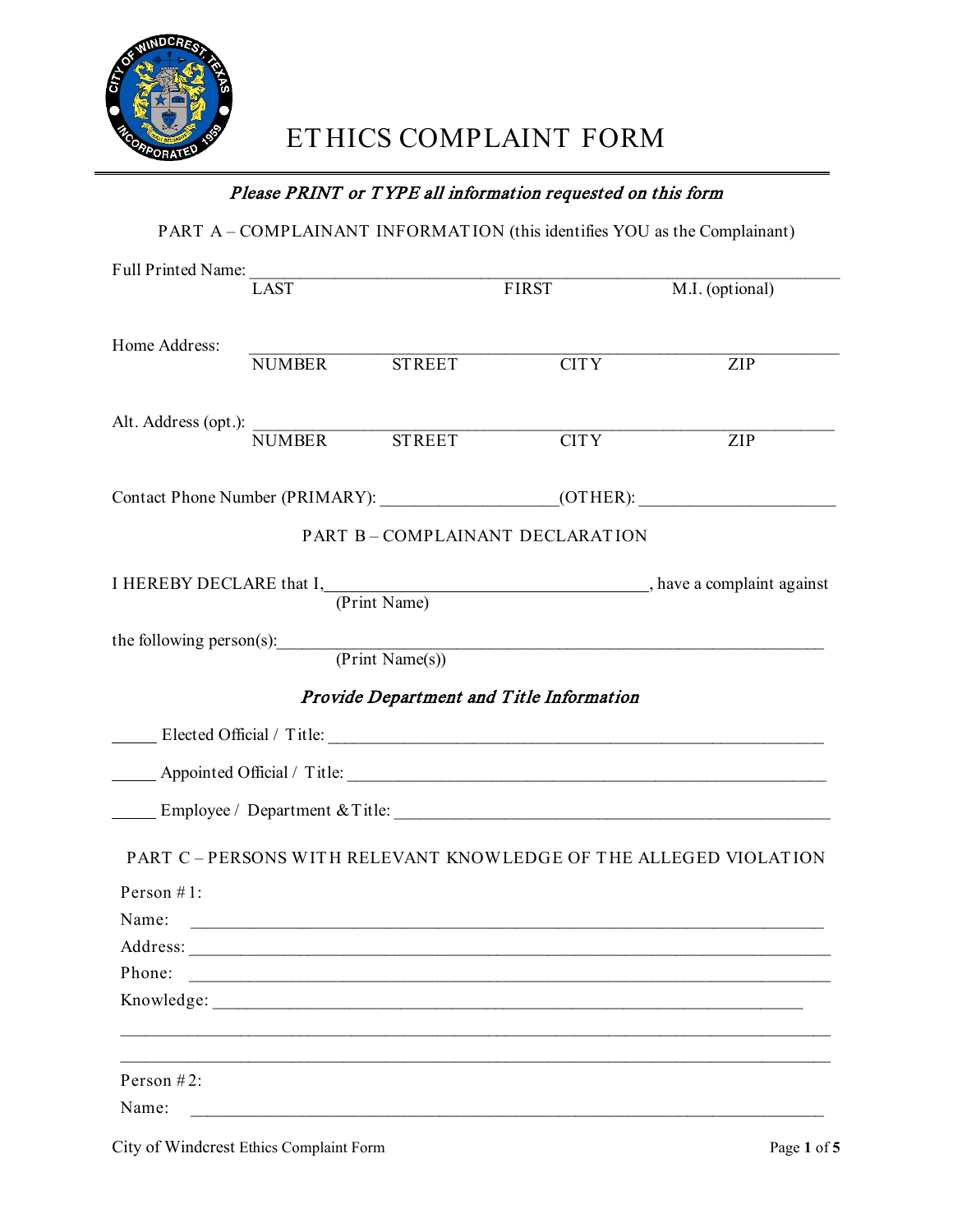# ETHICS COMPLAINT FORM

***Please PRINT or TYPE all information requested on this form***

PART A – COMPLAINANT INFORMATION (this identifies YOU as the Complainant)

Full Printed Name: ______________________________________________________________
LAST FIRST M.I. (optional)

Home Address: ______________________________________________________________
NUMBER STREET CITY ZIP

Alt. Address (opt.): ______________________________________________________________
NUMBER STREET CITY ZIP

Contact Phone Number (PRIMARY): ____________________(OTHER): ______________________

PART B – COMPLAINANT DECLARATION

I HEREBY DECLARE that I,_____________________________________, have a complaint against
(Print Name)

the following person(s):_____________________________________________________________
(Print Name(s))

***Provide Department and Title Information***

_____ Elected Official / Title: ______________________________________________________

_____ Appointed Official / Title: ____________________________________________________

_____ Employee / Department & Title: ________________________________________________

PART C – PERSONS WITH RELEVANT KNOWLEDGE OF THE ALLEGED VIOLATION

Person #1:

Name: ______________________________________________________________________

Address: ____________________________________________________________________

Phone: ______________________________________________________________________

Knowledge: __________________________________________________________________

____________________________________________________________________________

____________________________________________________________________________

Person #2:

Name: ______________________________________________________________________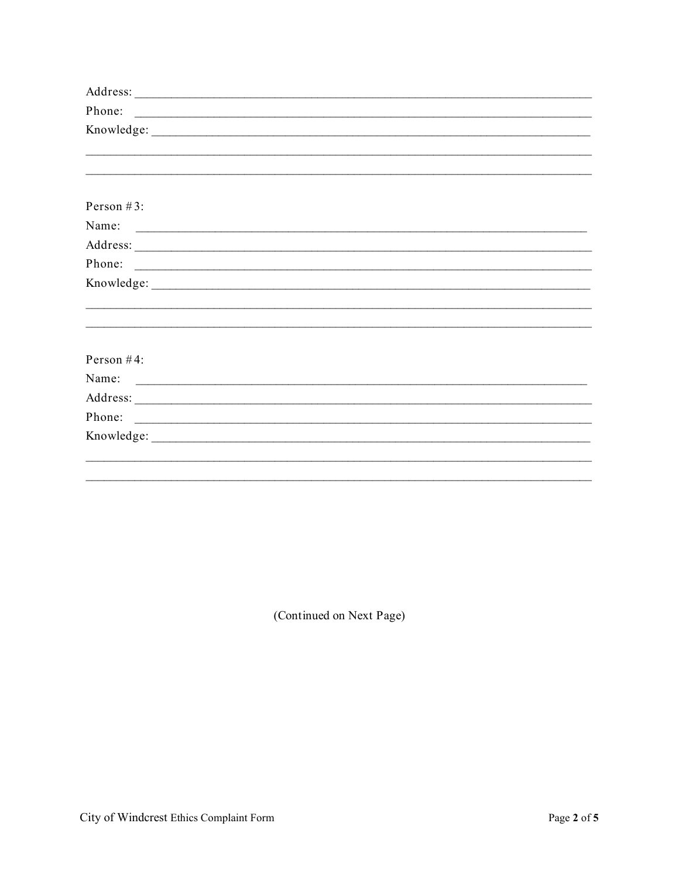Address: ______________________________________________________________________

Phone: ______________________________________________________________________

Knowledge: ____________________________________________________________________

_____________________________________________________________________________

_____________________________________________________________________________

Person #3:

Name: ______________________________________________________________________

Address: ______________________________________________________________________

Phone: ______________________________________________________________________

Knowledge: ____________________________________________________________________

_____________________________________________________________________________

_____________________________________________________________________________

Person #4:

Name: ______________________________________________________________________

Address: ______________________________________________________________________

Phone: ______________________________________________________________________

Knowledge: ____________________________________________________________________

_____________________________________________________________________________

_____________________________________________________________________________

(Continued on Next Page)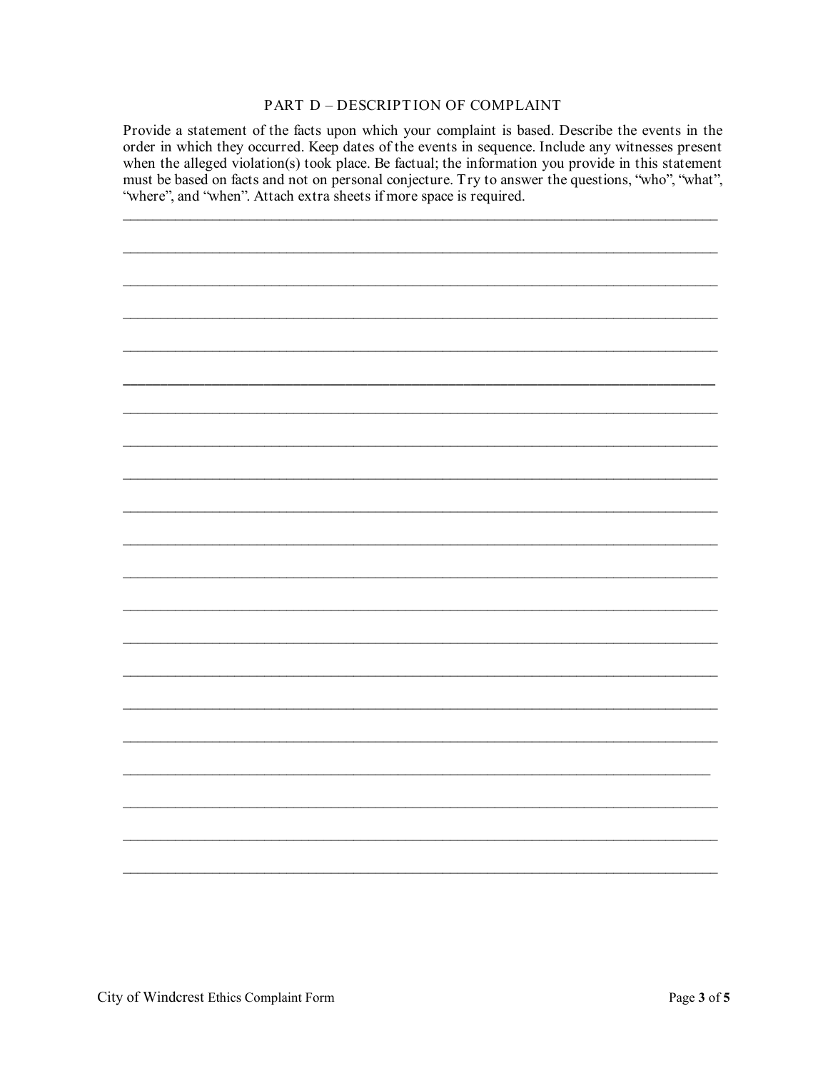## PART D – DESCRIPTION OF COMPLAINT

Provide a statement of the facts upon which your complaint is based. Describe the events in the order in which they occurred. Keep dates of the events in sequence. Include any witnesses present when the alleged violation(s) took place. Be factual; the information you provide in this statement must be based on facts and not on personal conjecture. Try to answer the questions, "who", "what", "where", and "when". Attach extra sheets if more space is required.

\_\_\_\_\_\_\_\_\_\_\_\_\_\_\_\_\_\_\_\_\_\_\_\_\_\_\_\_\_\_\_\_\_\_\_\_\_\_\_\_\_\_\_\_\_\_\_\_\_\_\_\_\_\_\_\_\_\_\_\_\_\_\_\_\_\_\_\_\_\_\_\_\_\_\_\_\_\_

\_\_\_\_\_\_\_\_\_\_\_\_\_\_\_\_\_\_\_\_\_\_\_\_\_\_\_\_\_\_\_\_\_\_\_\_\_\_\_\_\_\_\_\_\_\_\_\_\_\_\_\_\_\_\_\_\_\_\_\_\_\_\_\_\_\_\_\_\_\_\_\_\_\_\_\_\_\_

\_\_\_\_\_\_\_\_\_\_\_\_\_\_\_\_\_\_\_\_\_\_\_\_\_\_\_\_\_\_\_\_\_\_\_\_\_\_\_\_\_\_\_\_\_\_\_\_\_\_\_\_\_\_\_\_\_\_\_\_\_\_\_\_\_\_\_\_\_\_\_\_\_\_\_\_\_\_

\_\_\_\_\_\_\_\_\_\_\_\_\_\_\_\_\_\_\_\_\_\_\_\_\_\_\_\_\_\_\_\_\_\_\_\_\_\_\_\_\_\_\_\_\_\_\_\_\_\_\_\_\_\_\_\_\_\_\_\_\_\_\_\_\_\_\_\_\_\_\_\_\_\_\_\_\_\_

\_\_\_\_\_\_\_\_\_\_\_\_\_\_\_\_\_\_\_\_\_\_\_\_\_\_\_\_\_\_\_\_\_\_\_\_\_\_\_\_\_\_\_\_\_\_\_\_\_\_\_\_\_\_\_\_\_\_\_\_\_\_\_\_\_\_\_\_\_\_\_\_\_\_\_\_\_\_

\_\_\_\_\_\_\_\_\_\_\_\_\_\_\_\_\_\_\_\_\_\_\_\_\_\_\_\_\_\_\_\_\_\_\_\_\_\_\_\_\_\_\_\_\_\_\_\_\_\_\_\_\_\_\_\_\_\_\_\_\_\_\_\_\_\_\_\_\_\_\_\_\_\_\_\_\_\_

\_\_\_\_\_\_\_\_\_\_\_\_\_\_\_\_\_\_\_\_\_\_\_\_\_\_\_\_\_\_\_\_\_\_\_\_\_\_\_\_\_\_\_\_\_\_\_\_\_\_\_\_\_\_\_\_\_\_\_\_\_\_\_\_\_\_\_\_\_\_\_\_\_\_\_\_\_\_

\_\_\_\_\_\_\_\_\_\_\_\_\_\_\_\_\_\_\_\_\_\_\_\_\_\_\_\_\_\_\_\_\_\_\_\_\_\_\_\_\_\_\_\_\_\_\_\_\_\_\_\_\_\_\_\_\_\_\_\_\_\_\_\_\_\_\_\_\_\_\_\_\_\_\_\_\_\_

\_\_\_\_\_\_\_\_\_\_\_\_\_\_\_\_\_\_\_\_\_\_\_\_\_\_\_\_\_\_\_\_\_\_\_\_\_\_\_\_\_\_\_\_\_\_\_\_\_\_\_\_\_\_\_\_\_\_\_\_\_\_\_\_\_\_\_\_\_\_\_\_\_\_\_\_\_\_

\_\_\_\_\_\_\_\_\_\_\_\_\_\_\_\_\_\_\_\_\_\_\_\_\_\_\_\_\_\_\_\_\_\_\_\_\_\_\_\_\_\_\_\_\_\_\_\_\_\_\_\_\_\_\_\_\_\_\_\_\_\_\_\_\_\_\_\_\_\_\_\_\_\_\_\_\_\_

\_\_\_\_\_\_\_\_\_\_\_\_\_\_\_\_\_\_\_\_\_\_\_\_\_\_\_\_\_\_\_\_\_\_\_\_\_\_\_\_\_\_\_\_\_\_\_\_\_\_\_\_\_\_\_\_\_\_\_\_\_\_\_\_\_\_\_\_\_\_\_\_\_\_\_\_\_\_

\_\_\_\_\_\_\_\_\_\_\_\_\_\_\_\_\_\_\_\_\_\_\_\_\_\_\_\_\_\_\_\_\_\_\_\_\_\_\_\_\_\_\_\_\_\_\_\_\_\_\_\_\_\_\_\_\_\_\_\_\_\_\_\_\_\_\_\_\_\_\_\_\_\_\_\_\_\_

\_\_\_\_\_\_\_\_\_\_\_\_\_\_\_\_\_\_\_\_\_\_\_\_\_\_\_\_\_\_\_\_\_\_\_\_\_\_\_\_\_\_\_\_\_\_\_\_\_\_\_\_\_\_\_\_\_\_\_\_\_\_\_\_\_\_\_\_\_\_\_\_\_\_\_\_\_\_

\_\_\_\_\_\_\_\_\_\_\_\_\_\_\_\_\_\_\_\_\_\_\_\_\_\_\_\_\_\_\_\_\_\_\_\_\_\_\_\_\_\_\_\_\_\_\_\_\_\_\_\_\_\_\_\_\_\_\_\_\_\_\_\_\_\_\_\_\_\_\_\_\_\_\_\_\_\_

\_\_\_\_\_\_\_\_\_\_\_\_\_\_\_\_\_\_\_\_\_\_\_\_\_\_\_\_\_\_\_\_\_\_\_\_\_\_\_\_\_\_\_\_\_\_\_\_\_\_\_\_\_\_\_\_\_\_\_\_\_\_\_\_\_\_\_\_\_\_\_\_\_\_\_\_\_\_

\_\_\_\_\_\_\_\_\_\_\_\_\_\_\_\_\_\_\_\_\_\_\_\_\_\_\_\_\_\_\_\_\_\_\_\_\_\_\_\_\_\_\_\_\_\_\_\_\_\_\_\_\_\_\_\_\_\_\_\_\_\_\_\_\_\_\_\_\_\_\_\_\_\_\_\_\_\_

\_\_\_\_\_\_\_\_\_\_\_\_\_\_\_\_\_\_\_\_\_\_\_\_\_\_\_\_\_\_\_\_\_\_\_\_\_\_\_\_\_\_\_\_\_\_\_\_\_\_\_\_\_\_\_\_\_\_\_\_\_\_\_\_\_\_\_\_\_\_\_\_\_\_\_\_\_\_

\_\_\_\_\_\_\_\_\_\_\_\_\_\_\_\_\_\_\_\_\_\_\_\_\_\_\_\_\_\_\_\_\_\_\_\_\_\_\_\_\_\_\_\_\_\_\_\_\_\_\_\_\_\_\_\_\_\_\_\_\_\_\_\_\_\_\_\_\_\_\_\_\_\_\_\_\_\_

\_\_\_\_\_\_\_\_\_\_\_\_\_\_\_\_\_\_\_\_\_\_\_\_\_\_\_\_\_\_\_\_\_\_\_\_\_\_\_\_\_\_\_\_\_\_\_\_\_\_\_\_\_\_\_\_\_\_\_\_\_\_\_\_\_\_\_\_\_\_\_\_\_\_\_\_\_\_

\_\_\_\_\_\_\_\_\_\_\_\_\_\_\_\_\_\_\_\_\_\_\_\_\_\_\_\_\_\_\_\_\_\_\_\_\_\_\_\_\_\_\_\_\_\_\_\_\_\_\_\_\_\_\_\_\_\_\_\_\_\_\_\_\_\_\_\_\_\_\_\_\_\_\_\_\_\_

\_\_\_\_\_\_\_\_\_\_\_\_\_\_\_\_\_\_\_\_\_\_\_\_\_\_\_\_\_\_\_\_\_\_\_\_\_\_\_\_\_\_\_\_\_\_\_\_\_\_\_\_\_\_\_\_\_\_\_\_\_\_\_\_\_\_\_\_\_\_\_\_\_\_\_\_\_\_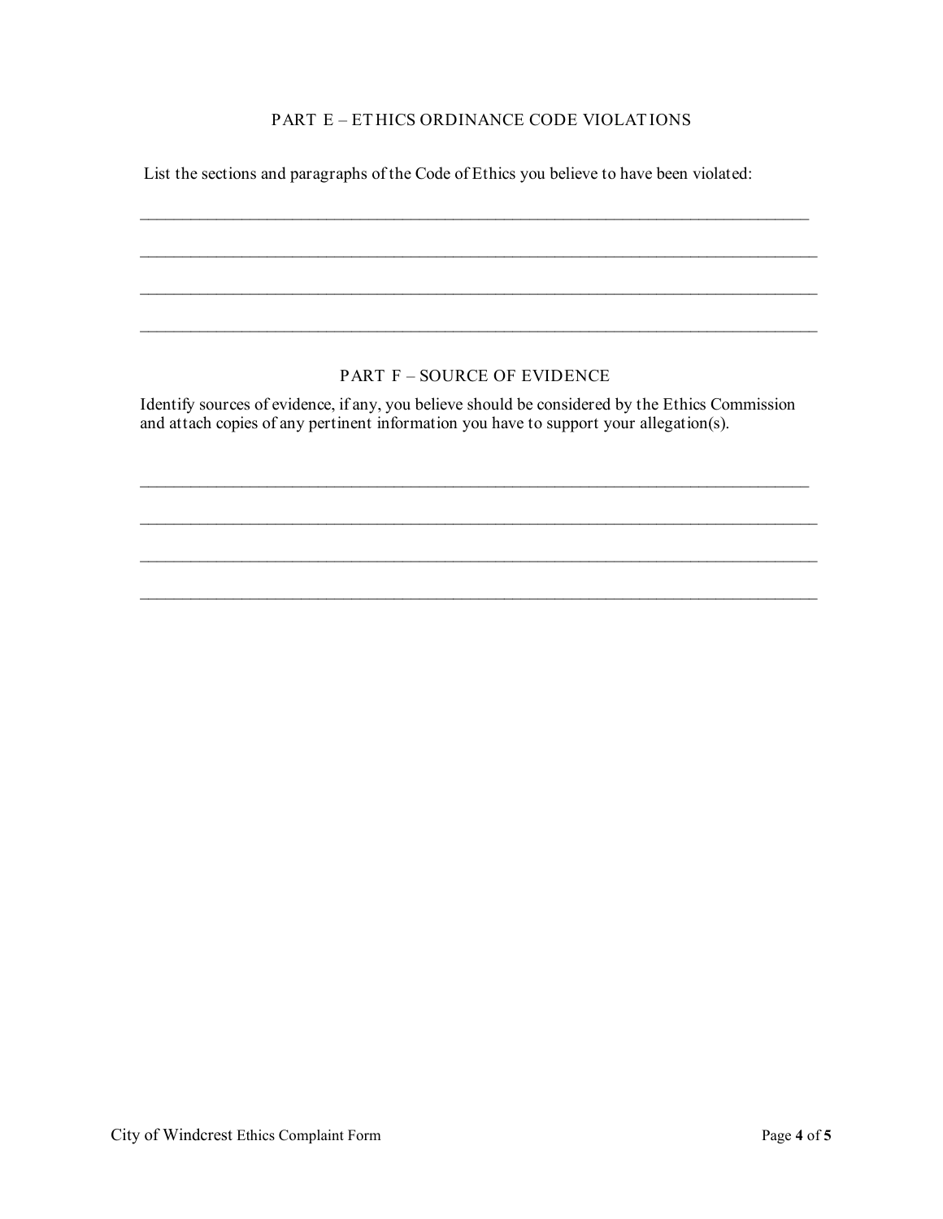## PART E – ETHICS ORDINANCE CODE VIOLATIONS

List the sections and paragraphs of the Code of Ethics you believe to have been violated:

\_\_\_\_\_\_\_\_\_\_\_\_\_\_\_\_\_\_\_\_\_\_\_\_\_\_\_\_\_\_\_\_\_\_\_\_\_\_\_\_\_\_\_\_\_\_\_\_\_\_\_\_\_\_\_\_\_\_\_\_\_\_\_\_\_\_\_\_\_\_\_\_\_\_\_\_\_\_

\_\_\_\_\_\_\_\_\_\_\_\_\_\_\_\_\_\_\_\_\_\_\_\_\_\_\_\_\_\_\_\_\_\_\_\_\_\_\_\_\_\_\_\_\_\_\_\_\_\_\_\_\_\_\_\_\_\_\_\_\_\_\_\_\_\_\_\_\_\_\_\_\_\_\_\_\_\_

\_\_\_\_\_\_\_\_\_\_\_\_\_\_\_\_\_\_\_\_\_\_\_\_\_\_\_\_\_\_\_\_\_\_\_\_\_\_\_\_\_\_\_\_\_\_\_\_\_\_\_\_\_\_\_\_\_\_\_\_\_\_\_\_\_\_\_\_\_\_\_\_\_\_\_\_\_\_

\_\_\_\_\_\_\_\_\_\_\_\_\_\_\_\_\_\_\_\_\_\_\_\_\_\_\_\_\_\_\_\_\_\_\_\_\_\_\_\_\_\_\_\_\_\_\_\_\_\_\_\_\_\_\_\_\_\_\_\_\_\_\_\_\_\_\_\_\_\_\_\_\_\_\_\_\_\_

## PART F – SOURCE OF EVIDENCE

Identify sources of evidence, if any, you believe should be considered by the Ethics Commission and attach copies of any pertinent information you have to support your allegation(s).

\_\_\_\_\_\_\_\_\_\_\_\_\_\_\_\_\_\_\_\_\_\_\_\_\_\_\_\_\_\_\_\_\_\_\_\_\_\_\_\_\_\_\_\_\_\_\_\_\_\_\_\_\_\_\_\_\_\_\_\_\_\_\_\_\_\_\_\_\_\_\_\_\_\_\_\_\_\_

\_\_\_\_\_\_\_\_\_\_\_\_\_\_\_\_\_\_\_\_\_\_\_\_\_\_\_\_\_\_\_\_\_\_\_\_\_\_\_\_\_\_\_\_\_\_\_\_\_\_\_\_\_\_\_\_\_\_\_\_\_\_\_\_\_\_\_\_\_\_\_\_\_\_\_\_\_\_

\_\_\_\_\_\_\_\_\_\_\_\_\_\_\_\_\_\_\_\_\_\_\_\_\_\_\_\_\_\_\_\_\_\_\_\_\_\_\_\_\_\_\_\_\_\_\_\_\_\_\_\_\_\_\_\_\_\_\_\_\_\_\_\_\_\_\_\_\_\_\_\_\_\_\_\_\_\_

\_\_\_\_\_\_\_\_\_\_\_\_\_\_\_\_\_\_\_\_\_\_\_\_\_\_\_\_\_\_\_\_\_\_\_\_\_\_\_\_\_\_\_\_\_\_\_\_\_\_\_\_\_\_\_\_\_\_\_\_\_\_\_\_\_\_\_\_\_\_\_\_\_\_\_\_\_\_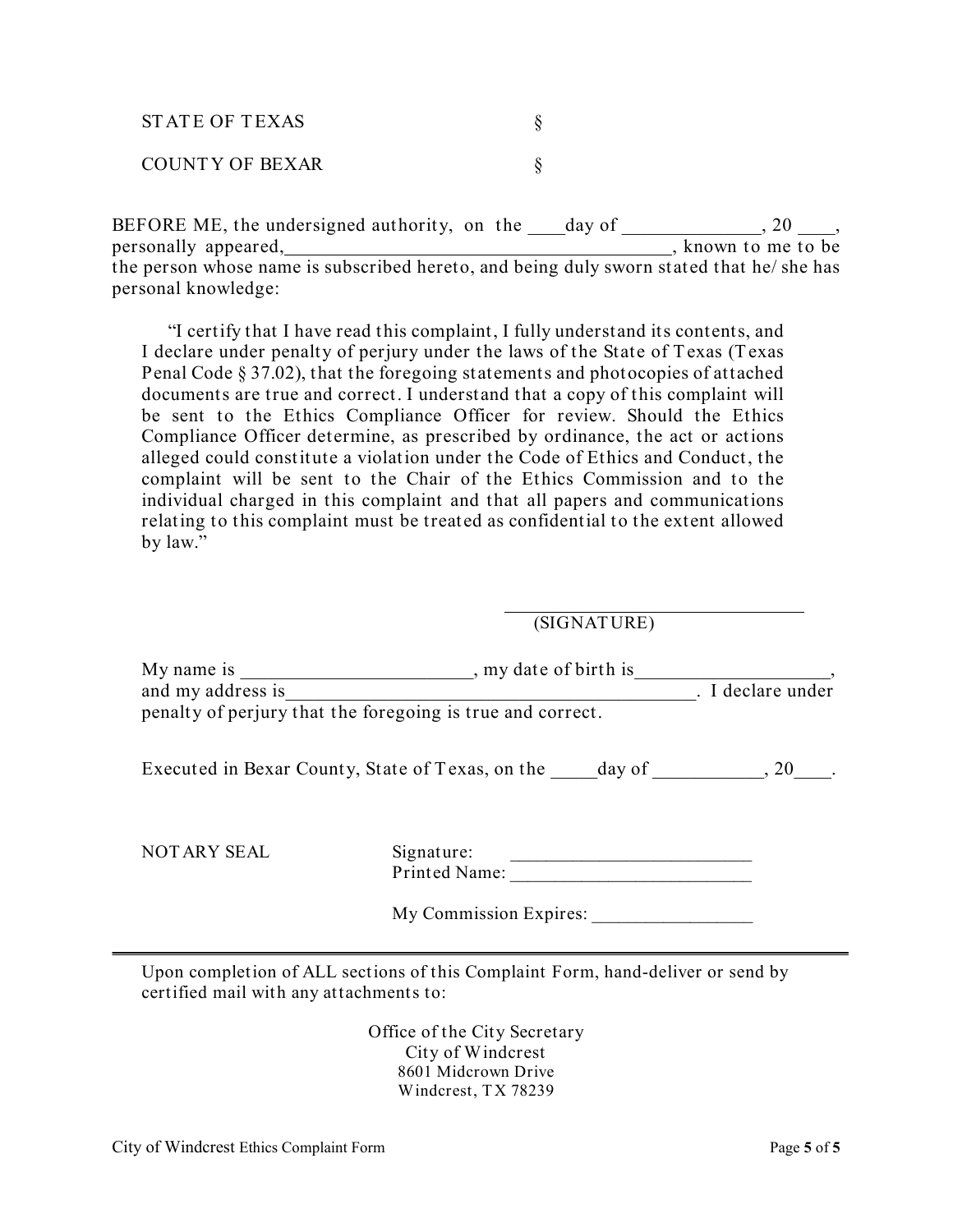STATE OF TEXAS §

COUNTY OF BEXAR §

BEFORE ME, the undersigned authority, on the ____day of ______________, 20 ____, personally appeared,_______________________________________, known to me to be the person whose name is subscribed hereto, and being duly sworn stated that he/she has personal knowledge:

> "I certify that I have read this complaint, I fully understand its contents, and I declare under penalty of perjury under the laws of the State of Texas (Texas Penal Code § 37.02), that the foregoing statements and photocopies of attached documents are true and correct. I understand that a copy of this complaint will be sent to the Ethics Compliance Officer for review. Should the Ethics Compliance Officer determine, as prescribed by ordinance, the act or actions alleged could constitute a violation under the Code of Ethics and Conduct, the complaint will be sent to the Chair of the Ethics Commission and to the individual charged in this complaint and that all papers and communications relating to this complaint must be treated as confidential to the extent allowed by law."

________________________________
(SIGNATURE)

My name is _______________________, my date of birth is___________________, and my address is___________________________________________. I declare under penalty of perjury that the foregoing is true and correct.

Executed in Bexar County, State of Texas, on the _____day of ___________, 20____.

NOTARY SEAL

Signature: ________________________
Printed Name: ________________________

My Commission Expires: ________________

---

Upon completion of ALL sections of this Complaint Form, hand-deliver or send by certified mail with any attachments to:

Office of the City Secretary
City of Windcrest
8601 Midcrown Drive
Windcrest, TX 78239